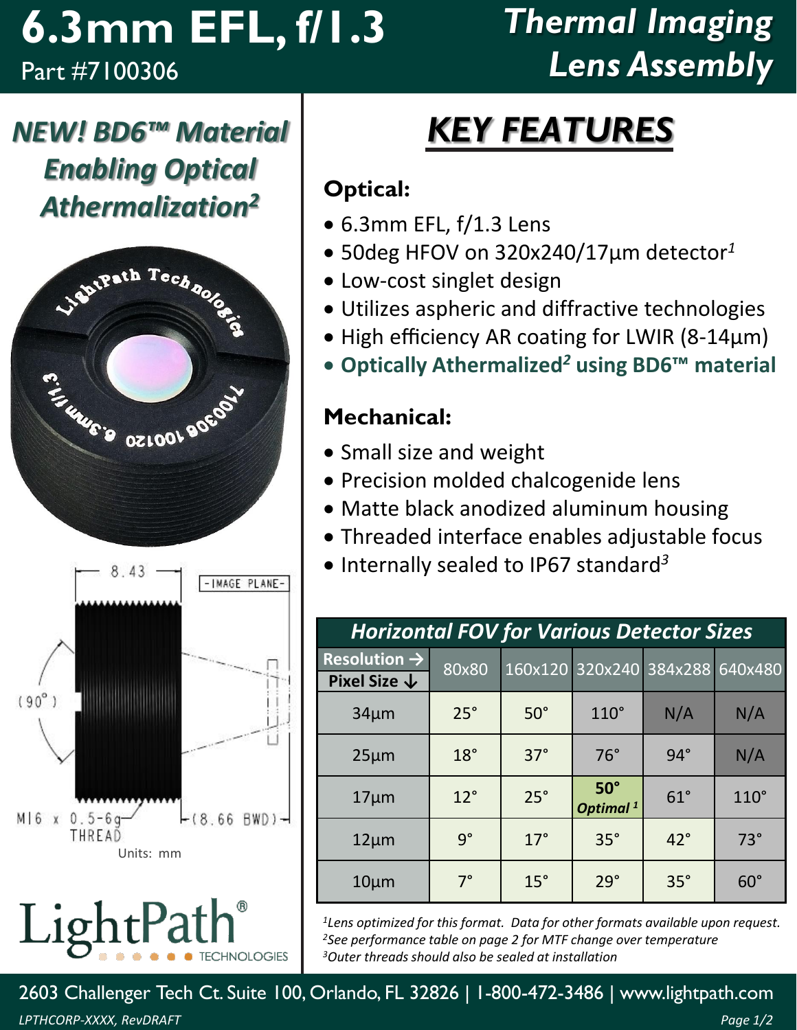# 6.3mm EFL, f/1.3

Part #7100306

# Thermal Imaging Lens Assembly

## *NEW! BD6™ Material Enabling Optical Athermalization[2]*

8.43

-IMAGE PLANE-

(90°)

M16 x 0.5-6g THREAD

(8.66 BWD)

Units: mm

LightPath® TECHNOLOGIES

## KEY FEATURES

### Optical:

- 6.3mm EFL, f/1.3 Lens
- 50deg HFOV on 320x240/17µm detector[1]
- Low-cost singlet design
- Utilizes aspheric and diffractive technologies
- High efficiency AR coating for LWIR (8-14µm)
- **Optically Athermalized[2] using BD6™ material**

### Mechanical:

- Small size and weight
- Precision molded chalcogenide lens
- Matte black anodized aluminum housing
- Threaded interface enables adjustable focus
- Internally sealed to IP67 standard[3]

**Horizontal FOV for Various Detector Sizes**

| Resolution → / Pixel Size ↓ | 80x80 | 160x120 | 320x240 | 384x288 | 640x480 |
|---|---|---|---|---|---|
| 34µm | 25° | 50° | 110° | N/A | N/A |
| 25µm | 18° | 37° | 76° | 94° | N/A |
| 17µm | 12° | 25° | **50°** *Optimal [1]* | 61° | 110° |
| 12µm | 9° | 17° | 35° | 42° | 73° |
| 10µm | 7° | 15° | 29° | 35° | 60° |

*[1]Lens optimized for this format. Data for other formats available upon request.*
*[2]See performance table on page 2 for MTF change over temperature*
*[3]Outer threads should also be sealed at installation*

2603 Challenger Tech Ct. Suite 100, Orlando, FL 32826 | 1-800-472-3486 | www.lightpath.com

*LPTHCORP-XXXX, RevDRAFT*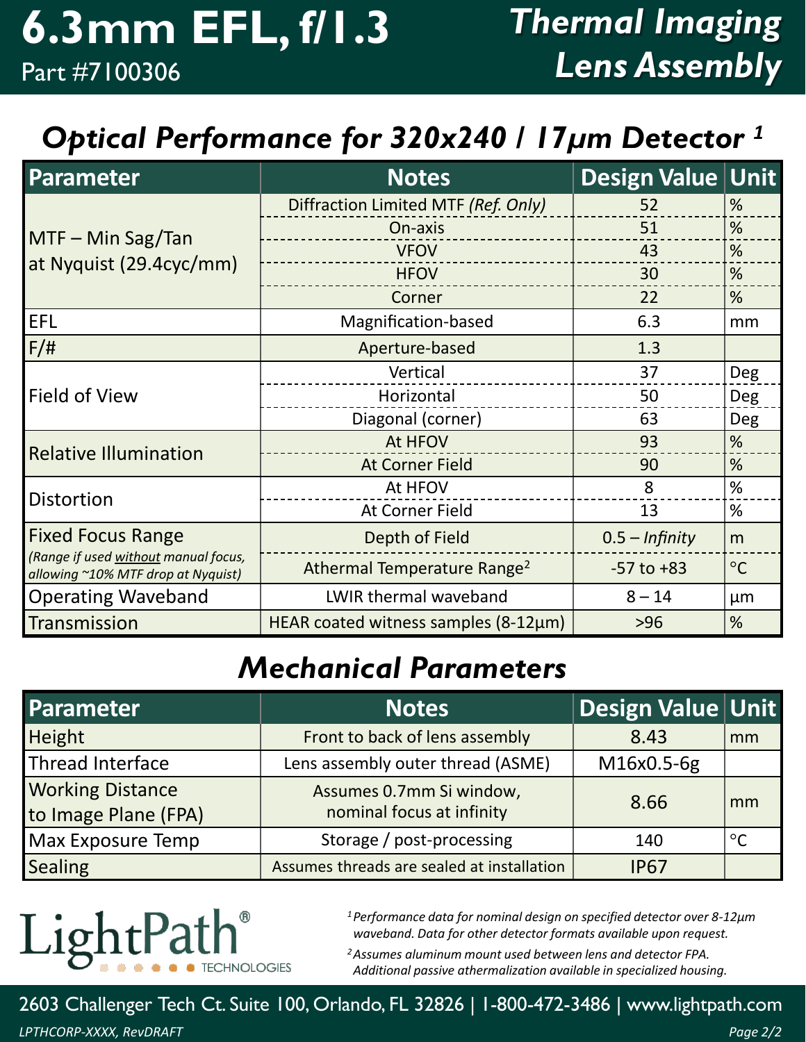# 6.3mm EFL, f/1.3

Part #7100306

# *Thermal Imaging Lens Assembly*

## *Optical Performance for 320x240 / 17µm Detector [1]*

| Parameter | Notes | Design Value | Unit |
|---|---|---|---|
| MTF – Min Sag/Tan at Nyquist (29.4cyc/mm) | Diffraction Limited MTF *(Ref. Only)* | 52 | % |
| | On-axis | 51 | % |
| | VFOV | 43 | % |
| | HFOV | 30 | % |
| | Corner | 22 | % |
| EFL | Magnification-based | 6.3 | mm |
| F/# | Aperture-based | 1.3 | |
| Field of View | Vertical | 37 | Deg |
| | Horizontal | 50 | Deg |
| | Diagonal (corner) | 63 | Deg |
| Relative Illumination | At HFOV | 93 | % |
| | At Corner Field | 90 | % |
| Distortion | At HFOV | 8 | % |
| | At Corner Field | 13 | % |
| Fixed Focus Range *(Range if used without manual focus, allowing ~10% MTF drop at Nyquist)* | Depth of Field | 0.5 – *Infinity* | m |
| | Athermal Temperature Range[2] | -57 to +83 | °C |
| Operating Waveband | LWIR thermal waveband | 8 – 14 | µm |
| Transmission | HEAR coated witness samples (8-12µm) | >96 | % |

## *Mechanical Parameters*

| Parameter | Notes | Design Value | Unit |
|---|---|---|---|
| Height | Front to back of lens assembly | 8.43 | mm |
| Thread Interface | Lens assembly outer thread (ASME) | M16x0.5-6g | |
| Working Distance to Image Plane (FPA) | Assumes 0.7mm Si window, nominal focus at infinity | 8.66 | mm |
| Max Exposure Temp | Storage / post-processing | 140 | °C |
| Sealing | Assumes threads are sealed at installation | IP67 | |

LightPath® TECHNOLOGIES

*[1] Performance data for nominal design on specified detector over 8-12µm waveband. Data for other detector formats available upon request.*

*[2] Assumes aluminum mount used between lens and detector FPA. Additional passive athermalization available in specialized housing.*

2603 Challenger Tech Ct. Suite 100, Orlando, FL 32826 | 1-800-472-3486 | www.lightpath.com

*LPTHCORP-XXXX, RevDRAFT*